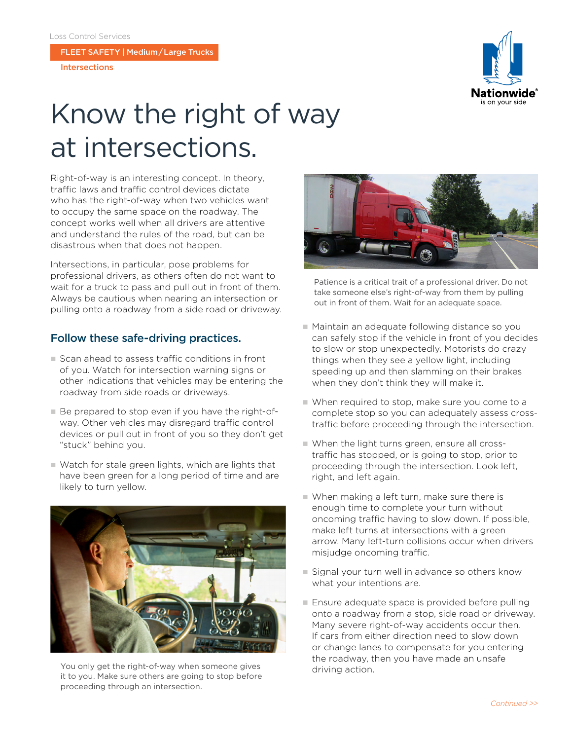Loss Control Services

FLEET SAFETY | Medium/Large Trucks

Intersections

# Know the right of way at intersections.

Right-of-way is an interesting concept. In theory, traffic laws and traffic control devices dictate who has the right-of-way when two vehicles want to occupy the same space on the roadway. The concept works well when all drivers are attentive and understand the rules of the road, but can be disastrous when that does not happen.

Intersections, in particular, pose problems for professional drivers, as others often do not want to wait for a truck to pass and pull out in front of them. Always be cautious when nearing an intersection or pulling onto a roadway from a side road or driveway.

## Follow these safe-driving practices.

- Scan ahead to assess traffic conditions in front of you. Watch for intersection warning signs or other indications that vehicles may be entering the roadway from side roads or driveways.
- Be prepared to stop even if you have the right-of-way. Other vehicles may disregard traffic control devices or pull out in front of you so they don't get "stuck" behind you.
- Watch for stale green lights, which are lights that have been green for a long period of time and are likely to turn yellow.

You only get the right-of-way when someone gives it to you. Make sure others are going to stop before proceeding through an intersection.

Patience is a critical trait of a professional driver. Do not take someone else's right-of-way from them by pulling out in front of them. Wait for an adequate space.

- Maintain an adequate following distance so you can safely stop if the vehicle in front of you decides to slow or stop unexpectedly. Motorists do crazy things when they see a yellow light, including speeding up and then slamming on their brakes when they don't think they will make it.
- When required to stop, make sure you come to a complete stop so you can adequately assess cross-traffic before proceeding through the intersection.
- When the light turns green, ensure all cross-traffic has stopped, or is going to stop, prior to proceeding through the intersection. Look left, right, and left again.
- When making a left turn, make sure there is enough time to complete your turn without oncoming traffic having to slow down. If possible, make left turns at intersections with a green arrow. Many left-turn collisions occur when drivers misjudge oncoming traffic.
- Signal your turn well in advance so others know what your intentions are.
- Ensure adequate space is provided before pulling onto a roadway from a stop, side road or driveway. Many severe right-of-way accidents occur then. If cars from either direction need to slow down or change lanes to compensate for you entering the roadway, then you have made an unsafe driving action.

*Continued >>*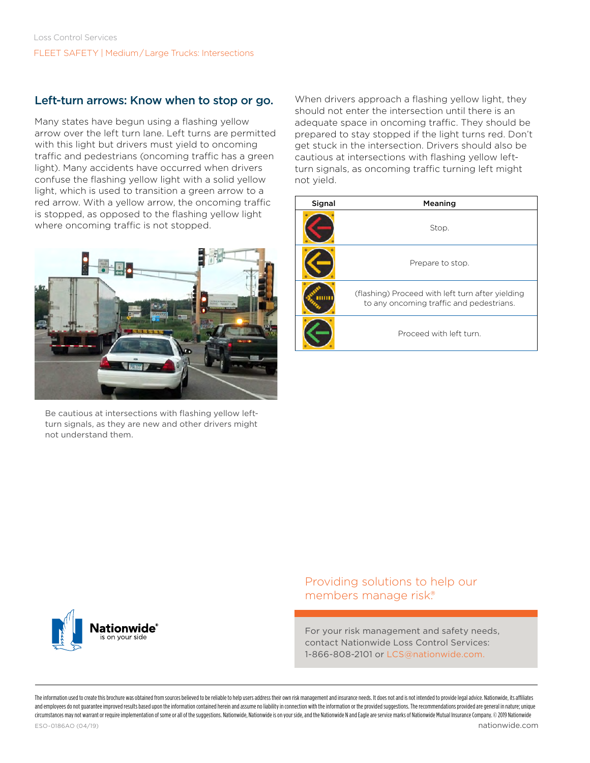## Left-turn arrows: Know when to stop or go.

Many states have begun using a flashing yellow arrow over the left turn lane. Left turns are permitted with this light but drivers must yield to oncoming traffic and pedestrians (oncoming traffic has a green light). Many accidents have occurred when drivers confuse the flashing yellow light with a solid yellow light, which is used to transition a green arrow to a red arrow. With a yellow arrow, the oncoming traffic is stopped, as opposed to the flashing yellow light where oncoming traffic is not stopped.

Be cautious at intersections with flashing yellow left-turn signals, as they are new and other drivers might not understand them.

When drivers approach a flashing yellow light, they should not enter the intersection until there is an adequate space in oncoming traffic. They should be prepared to stay stopped if the light turns red. Don't get stuck in the intersection. Drivers should also be cautious at intersections with flashing yellow left-turn signals, as oncoming traffic turning left might not yield.

| Signal | Meaning |
|---|---|
| | Stop. |
| | Prepare to stop. |
| | (flashing) Proceed with left turn after yielding to any oncoming traffic and pedestrians. |
| | Proceed with left turn. |

Providing solutions to help our members manage risk.®

For your risk management and safety needs, contact Nationwide Loss Control Services: 1-866-808-2101 or LCS@nationwide.com.

The information used to create this brochure was obtained from sources believed to be reliable to help users address their own risk management and insurance needs. It does not and is not intended to provide legal advice. Nationwide, its affiliates and employees do not guarantee improved results based upon the information contained herein and assume no liability in connection with the information or the provided suggestions. The recommendations provided are general in nature; unique circumstances may not warrant or require implementation of some or all of the suggestions. Nationwide, Nationwide is on your side, and the Nationwide N and Eagle are service marks of Nationwide Mutual Insurance Company. © 2019 Nationwide

ESO-0186AO (04/19)

nationwide.com